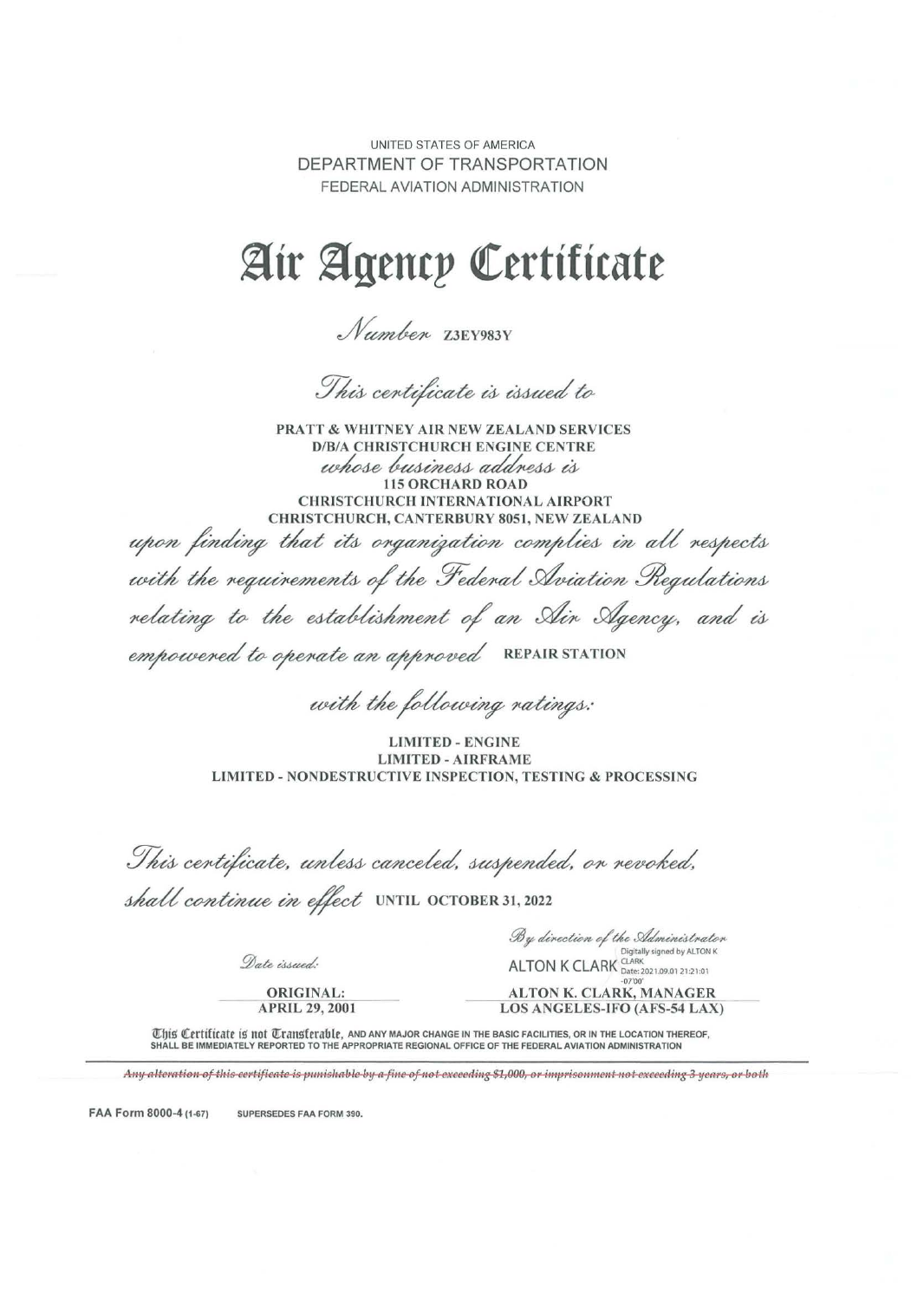UNITED STATES OF AMERICA
DEPARTMENT OF TRANSPORTATION
FEDERAL AVIATION ADMINISTRATION

# Air Agency Certificate

*Number* **Z3EY983Y**

*This certificate is issued to*

**PRATT & WHITNEY AIR NEW ZEALAND SERVICES**
**D/B/A CHRISTCHURCH ENGINE CENTRE**
*whose business address is*
**115 ORCHARD ROAD**
**CHRISTCHURCH INTERNATIONAL AIRPORT**
**CHRISTCHURCH, CANTERBURY 8051, NEW ZEALAND**

*upon finding that its organization complies in all respects with the requirements of the Federal Aviation Regulations relating to the establishment of an Air Agency, and is empowered to operate an approved* **REPAIR STATION**

*with the following ratings:*

**LIMITED - ENGINE**
**LIMITED - AIRFRAME**
**LIMITED - NONDESTRUCTIVE INSPECTION, TESTING & PROCESSING**

*This certificate, unless canceled, suspended, or revoked, shall continue in effect* **UNTIL OCTOBER 31, 2022**

*By direction of the Administrator*

ALTON K CLARK Digitally signed by ALTON K CLARK Date: 2021.09.01 21:21:01 -07'00'

*Date issued:*

**ORIGINAL:**
**APRIL 29, 2001**

**ALTON K. CLARK, MANAGER**
**LOS ANGELES-IFO (AFS-54 LAX)**

**This Certificate is not Transferable, AND ANY MAJOR CHANGE IN THE BASIC FACILITIES, OR IN THE LOCATION THEREOF, SHALL BE IMMEDIATELY REPORTED TO THE APPROPRIATE REGIONAL OFFICE OF THE FEDERAL AVIATION ADMINISTRATION**

*Any alteration of this certificate is punishable by a fine of not exceeding $1,000, or imprisonment not exceeding 3 years, or both*

**FAA Form 8000-4** (1-67) SUPERSEDES FAA FORM 390.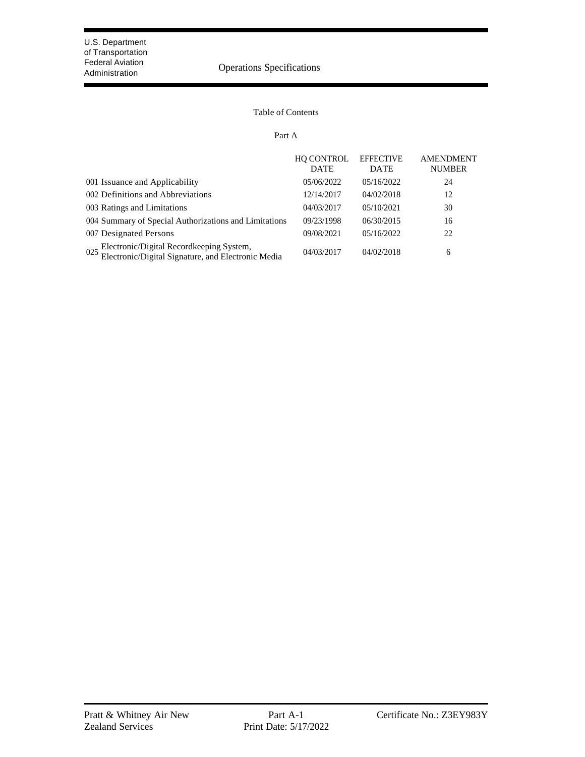U.S. Department of Transportation
Federal Aviation Administration

# Operations Specifications

## Table of Contents

### Part A

| | HQ CONTROL DATE | EFFECTIVE DATE | AMENDMENT NUMBER |
|---|---|---|---|
| 001 Issuance and Applicability | 05/06/2022 | 05/16/2022 | 24 |
| 002 Definitions and Abbreviations | 12/14/2017 | 04/02/2018 | 12 |
| 003 Ratings and Limitations | 04/03/2017 | 05/10/2021 | 30 |
| 004 Summary of Special Authorizations and Limitations | 09/23/1998 | 06/30/2015 | 16 |
| 007 Designated Persons | 09/08/2021 | 05/16/2022 | 22 |
| 025 Electronic/Digital Recordkeeping System, Electronic/Digital Signature, and Electronic Media | 04/03/2017 | 04/02/2018 | 6 |

Pratt & Whitney Air New Zealand Services | Part A-1 | Print Date: 5/17/2022 | Certificate No.: Z3EY983Y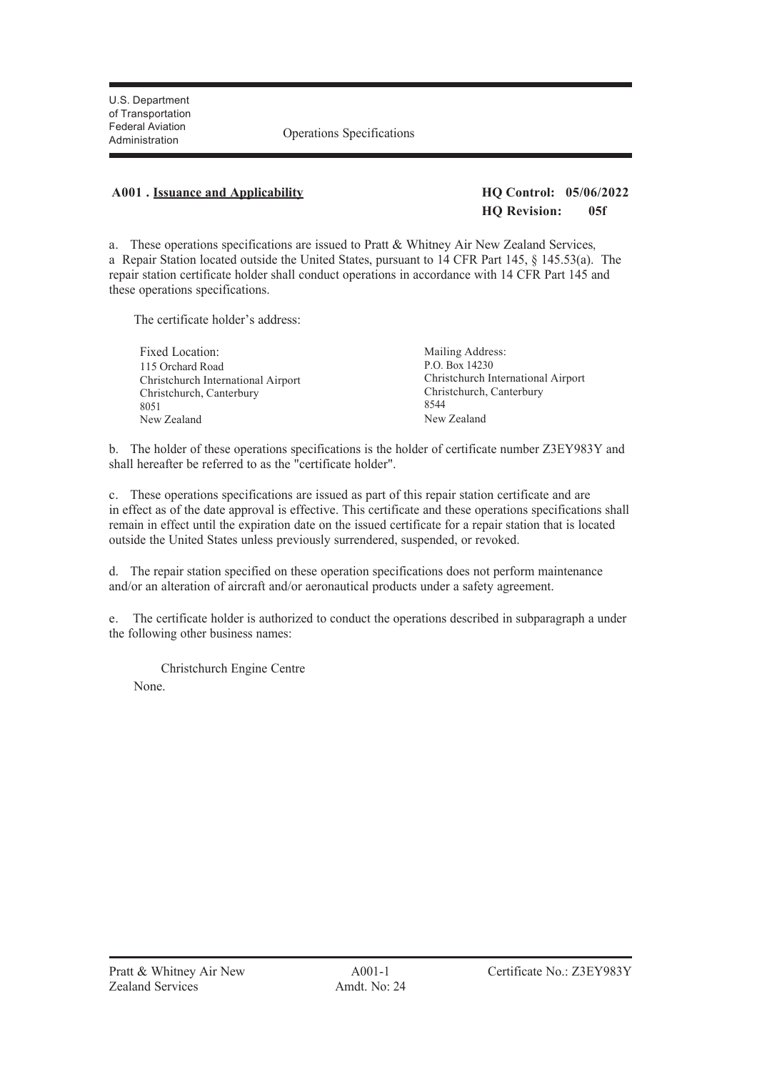U.S. Department of Transportation
Federal Aviation Administration

Operations Specifications

**A001 . Issuance and Applicability**

**HQ Control: 05/06/2022**
**HQ Revision: 05f**

a. These operations specifications are issued to Pratt & Whitney Air New Zealand Services, a Repair Station located outside the United States, pursuant to 14 CFR Part 145, § 145.53(a). The repair station certificate holder shall conduct operations in accordance with 14 CFR Part 145 and these operations specifications.

The certificate holder's address:

| Fixed Location: | Mailing Address: |
|---|---|
| 115 Orchard Road | P.O. Box 14230 |
| Christchurch International Airport | Christchurch International Airport |
| Christchurch, Canterbury | Christchurch, Canterbury |
| 8051 | 8544 |
| New Zealand | New Zealand |

b. The holder of these operations specifications is the holder of certificate number Z3EY983Y and shall hereafter be referred to as the "certificate holder".

c. These operations specifications are issued as part of this repair station certificate and are in effect as of the date approval is effective. This certificate and these operations specifications shall remain in effect until the expiration date on the issued certificate for a repair station that is located outside the United States unless previously surrendered, suspended, or revoked.

d. The repair station specified on these operation specifications does not perform maintenance and/or an alteration of aircraft and/or aeronautical products under a safety agreement.

e. The certificate holder is authorized to conduct the operations described in subparagraph a under the following other business names:

Christchurch Engine Centre

None.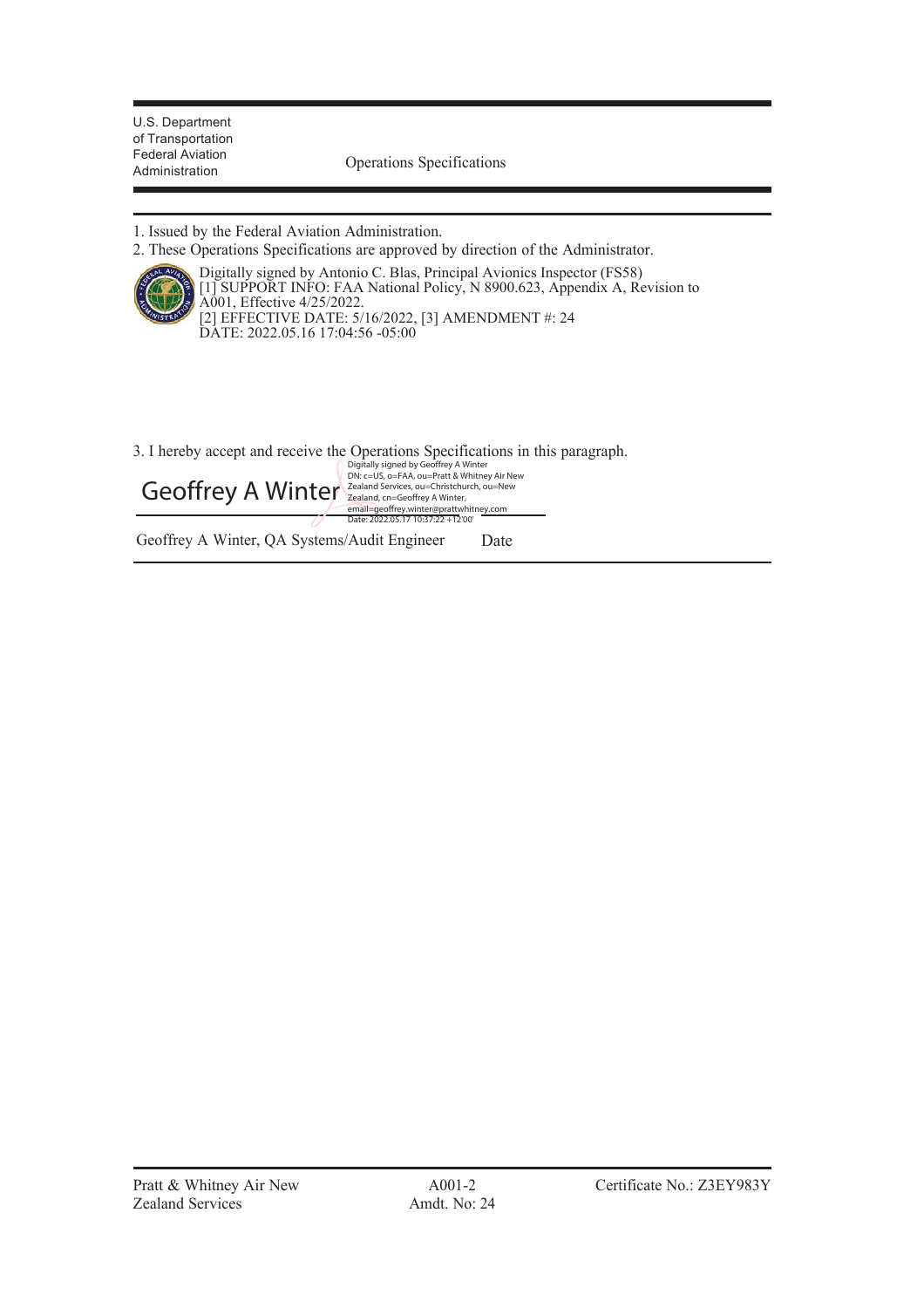U.S. Department of Transportation
Federal Aviation Administration

Operations Specifications

1. Issued by the Federal Aviation Administration.
2. These Operations Specifications are approved by direction of the Administrator.

Digitally signed by Antonio C. Blas, Principal Avionics Inspector (FS58)
[1] SUPPORT INFO: FAA National Policy, N 8900.623, Appendix A, Revision to A001, Effective 4/25/2022.
[2] EFFECTIVE DATE: 5/16/2022, [3] AMENDMENT #: 24
DATE: 2022.05.16 17:04:56 -05:00

3. I hereby accept and receive the Operations Specifications in this paragraph.

Geoffrey A Winter

Digitally signed by Geoffrey A Winter
DN: c=US, o=FAA, ou=Pratt & Whitney Air New Zealand Services, ou=Christchurch, ou=New Zealand, cn=Geoffrey A Winter, email=geoffrey.winter@prattwhitney.com
Date: 2022.05.17 10:37:22 +12'00'

Geoffrey A Winter, QA Systems/Audit Engineer Date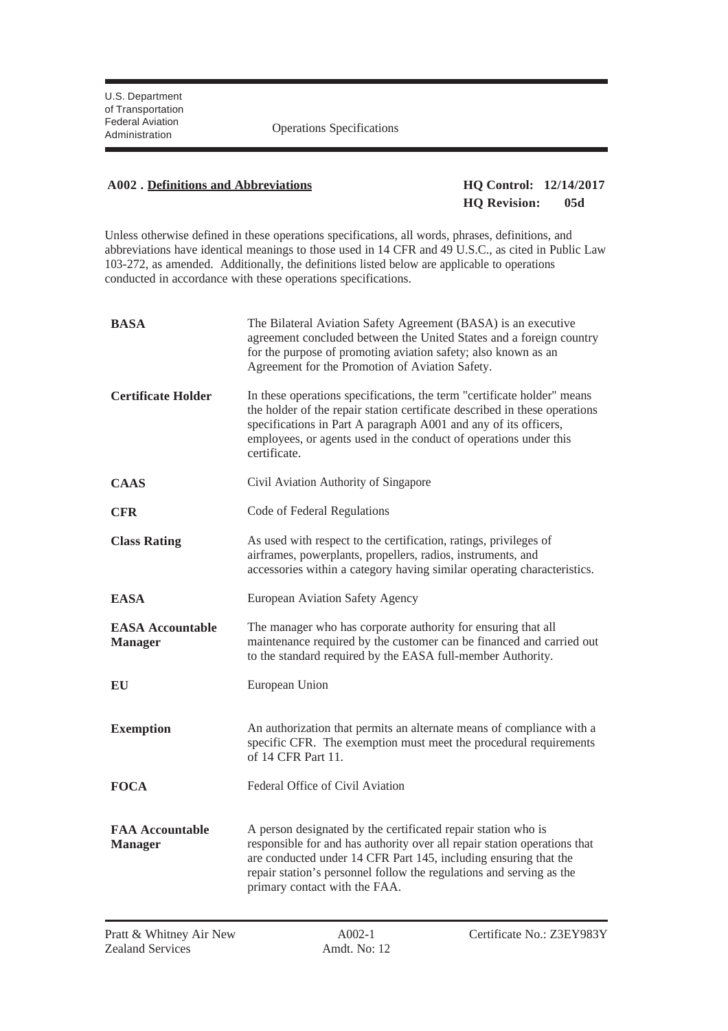U.S. Department of Transportation
Federal Aviation Administration

Operations Specifications

**A002 . Definitions and Abbreviations**

**HQ Control: 12/14/2017**
**HQ Revision: 05d**

Unless otherwise defined in these operations specifications, all words, phrases, definitions, and abbreviations have identical meanings to those used in 14 CFR and 49 U.S.C., as cited in Public Law 103-272, as amended. Additionally, the definitions listed below are applicable to operations conducted in accordance with these operations specifications.

| | |
|---|---|
| **BASA** | The Bilateral Aviation Safety Agreement (BASA) is an executive agreement concluded between the United States and a foreign country for the purpose of promoting aviation safety; also known as an Agreement for the Promotion of Aviation Safety. |
| **Certificate Holder** | In these operations specifications, the term "certificate holder" means the holder of the repair station certificate described in these operations specifications in Part A paragraph A001 and any of its officers, employees, or agents used in the conduct of operations under this certificate. |
| **CAAS** | Civil Aviation Authority of Singapore |
| **CFR** | Code of Federal Regulations |
| **Class Rating** | As used with respect to the certification, ratings, privileges of airframes, powerplants, propellers, radios, instruments, and accessories within a category having similar operating characteristics. |
| **EASA** | European Aviation Safety Agency |
| **EASA Accountable Manager** | The manager who has corporate authority for ensuring that all maintenance required by the customer can be financed and carried out to the standard required by the EASA full-member Authority. |
| **EU** | European Union |
| **Exemption** | An authorization that permits an alternate means of compliance with a specific CFR. The exemption must meet the procedural requirements of 14 CFR Part 11. |
| **FOCA** | Federal Office of Civil Aviation |
| **FAA Accountable Manager** | A person designated by the certificated repair station who is responsible for and has authority over all repair station operations that are conducted under 14 CFR Part 145, including ensuring that the repair station's personnel follow the regulations and serving as the primary contact with the FAA. |

Pratt & Whitney Air New Zealand Services | A002-1 Amdt. No: 12 | Certificate No.: Z3EY983Y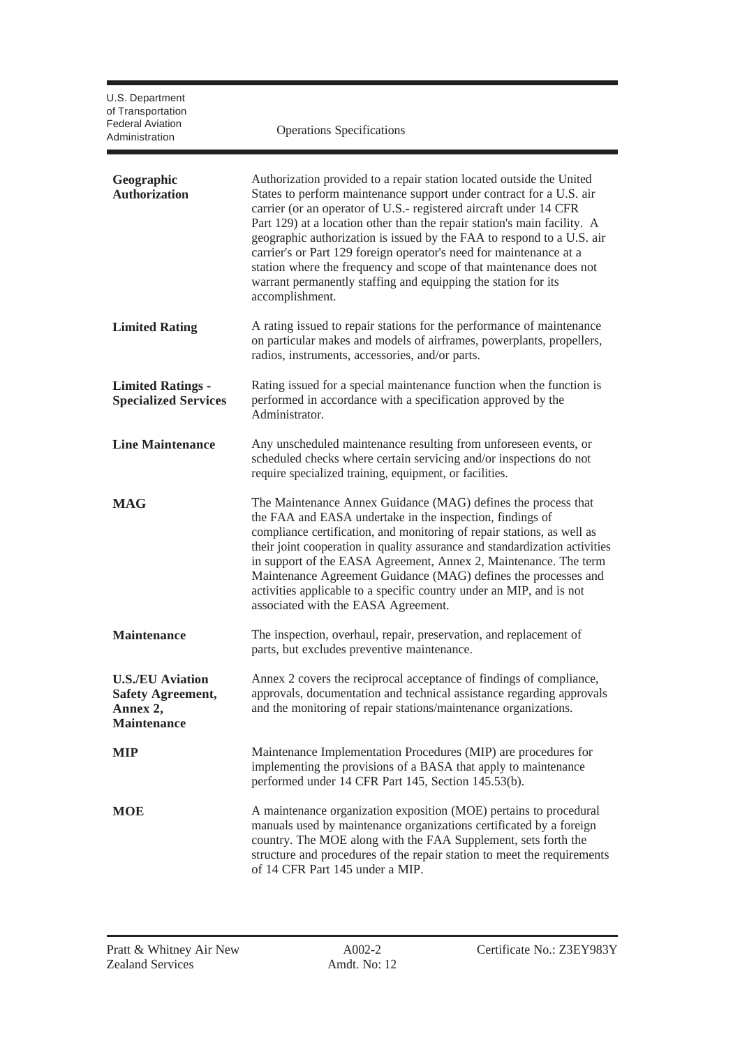| | |
|---|---|
| **Geographic Authorization** | Authorization provided to a repair station located outside the United States to perform maintenance support under contract for a U.S. air carrier (or an operator of U.S.- registered aircraft under 14 CFR Part 129) at a location other than the repair station's main facility. A geographic authorization is issued by the FAA to respond to a U.S. air carrier's or Part 129 foreign operator's need for maintenance at a station where the frequency and scope of that maintenance does not warrant permanently staffing and equipping the station for its accomplishment. |
| **Limited Rating** | A rating issued to repair stations for the performance of maintenance on particular makes and models of airframes, powerplants, propellers, radios, instruments, accessories, and/or parts. |
| **Limited Ratings - Specialized Services** | Rating issued for a special maintenance function when the function is performed in accordance with a specification approved by the Administrator. |
| **Line Maintenance** | Any unscheduled maintenance resulting from unforeseen events, or scheduled checks where certain servicing and/or inspections do not require specialized training, equipment, or facilities. |
| **MAG** | The Maintenance Annex Guidance (MAG) defines the process that the FAA and EASA undertake in the inspection, findings of compliance certification, and monitoring of repair stations, as well as their joint cooperation in quality assurance and standardization activities in support of the EASA Agreement, Annex 2, Maintenance. The term Maintenance Agreement Guidance (MAG) defines the processes and activities applicable to a specific country under an MIP, and is not associated with the EASA Agreement. |
| **Maintenance** | The inspection, overhaul, repair, preservation, and replacement of parts, but excludes preventive maintenance. |
| **U.S./EU Aviation Safety Agreement, Annex 2, Maintenance** | Annex 2 covers the reciprocal acceptance of findings of compliance, approvals, documentation and technical assistance regarding approvals and the monitoring of repair stations/maintenance organizations. |
| **MIP** | Maintenance Implementation Procedures (MIP) are procedures for implementing the provisions of a BASA that apply to maintenance performed under 14 CFR Part 145, Section 145.53(b). |
| **MOE** | A maintenance organization exposition (MOE) pertains to procedural manuals used by maintenance organizations certificated by a foreign country. The MOE along with the FAA Supplement, sets forth the structure and procedures of the repair station to meet the requirements of 14 CFR Part 145 under a MIP. |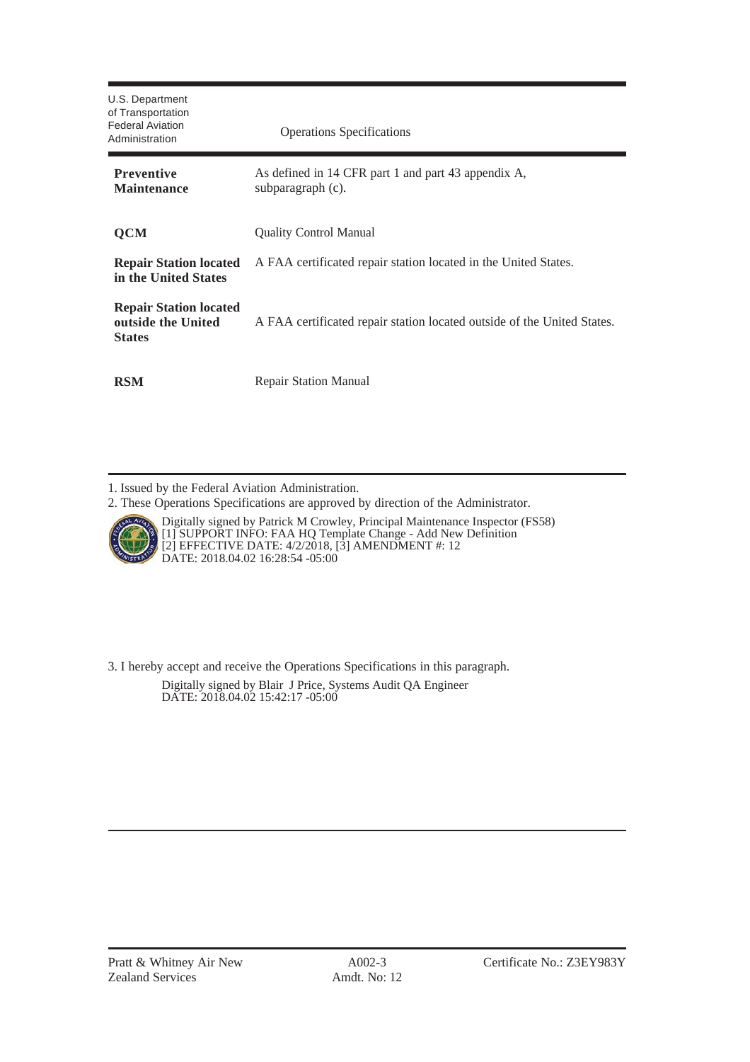| | |
|---|---|
| **Preventive Maintenance** | As defined in 14 CFR part 1 and part 43 appendix A, subparagraph (c). |
| **QCM** | Quality Control Manual |
| **Repair Station located in the United States** | A FAA certificated repair station located in the United States. |
| **Repair Station located outside the United States** | A FAA certificated repair station located outside of the United States. |
| **RSM** | Repair Station Manual |

1. Issued by the Federal Aviation Administration.
2. These Operations Specifications are approved by direction of the Administrator.

Digitally signed by Patrick M Crowley, Principal Maintenance Inspector (FS58)
[1] SUPPORT INFO: FAA HQ Template Change - Add New Definition
[2] EFFECTIVE DATE: 4/2/2018, [3] AMENDMENT #: 12
DATE: 2018.04.02 16:28:54 -05:00

3. I hereby accept and receive the Operations Specifications in this paragraph.

Digitally signed by Blair J Price, Systems Audit QA Engineer
DATE: 2018.04.02 15:42:17 -05:00

Pratt & Whitney Air New Zealand Services | A002-3 Amdt. No: 12 | Certificate No.: Z3EY983Y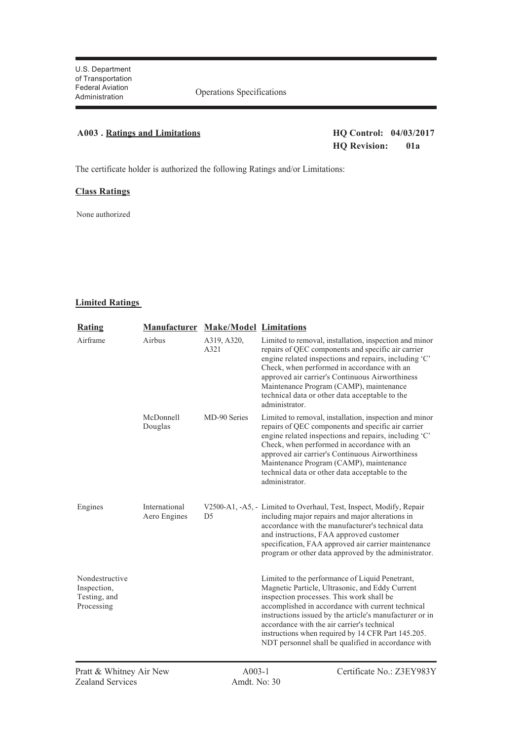Operations Specifications

## A003 . Ratings and Limitations

**HQ Control: 04/03/2017**
**HQ Revision: 01a**

The certificate holder is authorized the following Ratings and/or Limitations:

### Class Ratings

None authorized

### Limited Ratings

| Rating | Manufacturer | Make/Model | Limitations |
|---|---|---|---|
| Airframe | Airbus | A319, A320, A321 | Limited to removal, installation, inspection and minor repairs of QEC components and specific air carrier engine related inspections and repairs, including 'C' Check, when performed in accordance with an approved air carrier's Continuous Airworthiness Maintenance Program (CAMP), maintenance technical data or other data acceptable to the administrator. |
| | McDonnell Douglas | MD-90 Series | Limited to removal, installation, inspection and minor repairs of QEC components and specific air carrier engine related inspections and repairs, including 'C' Check, when performed in accordance with an approved air carrier's Continuous Airworthiness Maintenance Program (CAMP), maintenance technical data or other data acceptable to the administrator. |
| Engines | International Aero Engines | V2500-A1, -A5, -D5 | Limited to Overhaul, Test, Inspect, Modify, Repair including major repairs and major alterations in accordance with the manufacturer's technical data and instructions, FAA approved customer specification, FAA approved air carrier maintenance program or other data approved by the administrator. |
| Nondestructive Inspection, Testing, and Processing | | | Limited to the performance of Liquid Penetrant, Magnetic Particle, Ultrasonic, and Eddy Current inspection processes. This work shall be accomplished in accordance with current technical instructions issued by the article's manufacturer or in accordance with the air carrier's technical instructions when required by 14 CFR Part 145.205. NDT personnel shall be qualified in accordance with |

Pratt & Whitney Air New Zealand Services | A003-1 Amdt. No: 30 | Certificate No.: Z3EY983Y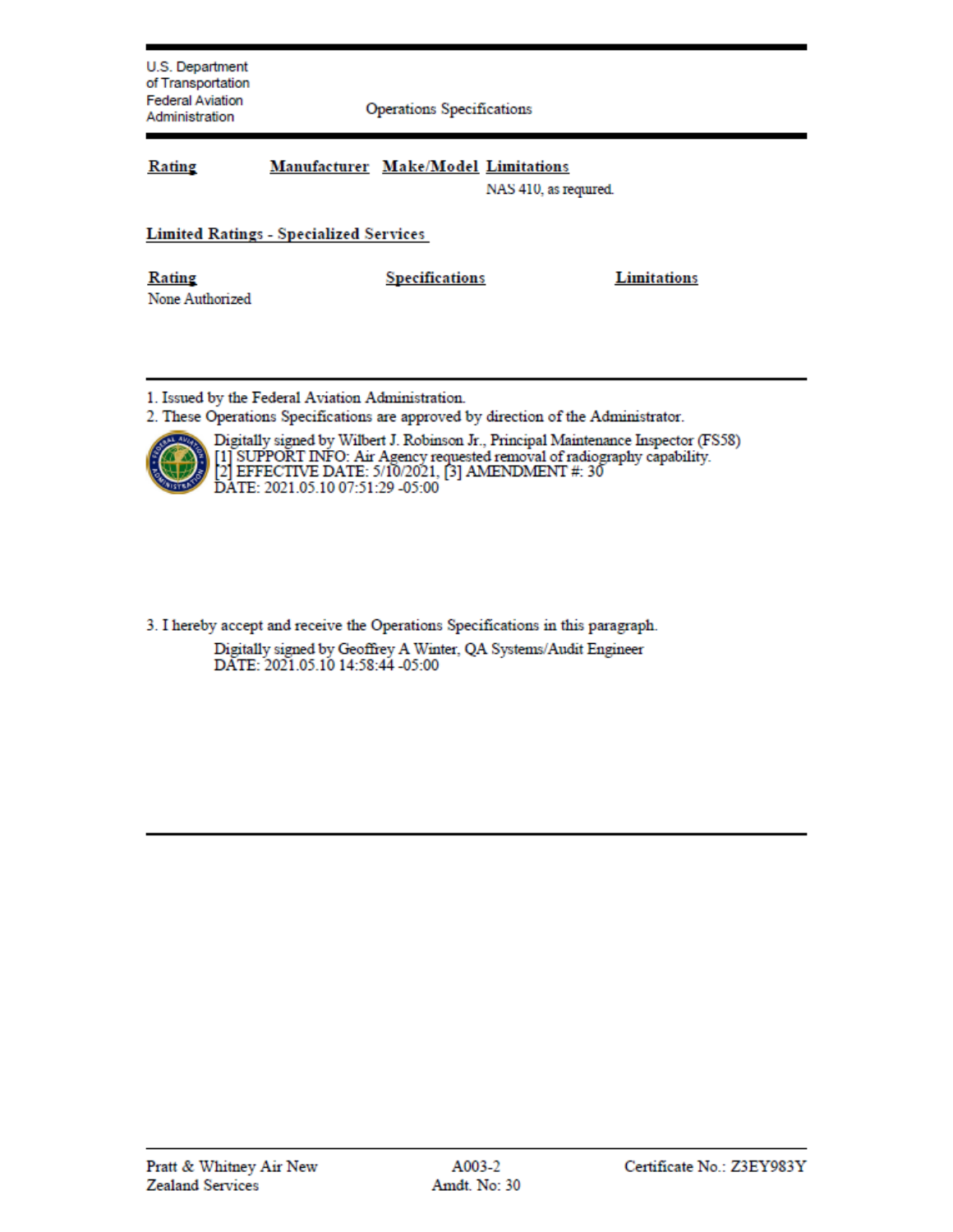| Rating | Manufacturer | Make/Model | Limitations |
|---|---|---|---|
| | | | NAS 410, as required. |

**Limited Ratings - Specialized Services**

| Rating | Specifications | Limitations |
|---|---|---|
| None Authorized | | |

1. Issued by the Federal Aviation Administration.
2. These Operations Specifications are approved by direction of the Administrator.

Digitally signed by Wilbert J. Robinson Jr., Principal Maintenance Inspector (FS58)
[1] SUPPORT INFO: Air Agency requested removal of radiography capability.
[2] EFFECTIVE DATE: 5/10/2021, [3] AMENDMENT #: 30
DATE: 2021.05.10 07:51:29 -05:00

3. I hereby accept and receive the Operations Specifications in this paragraph.

Digitally signed by Geoffrey A Winter, QA Systems/Audit Engineer
DATE: 2021.05.10 14:58:44 -05:00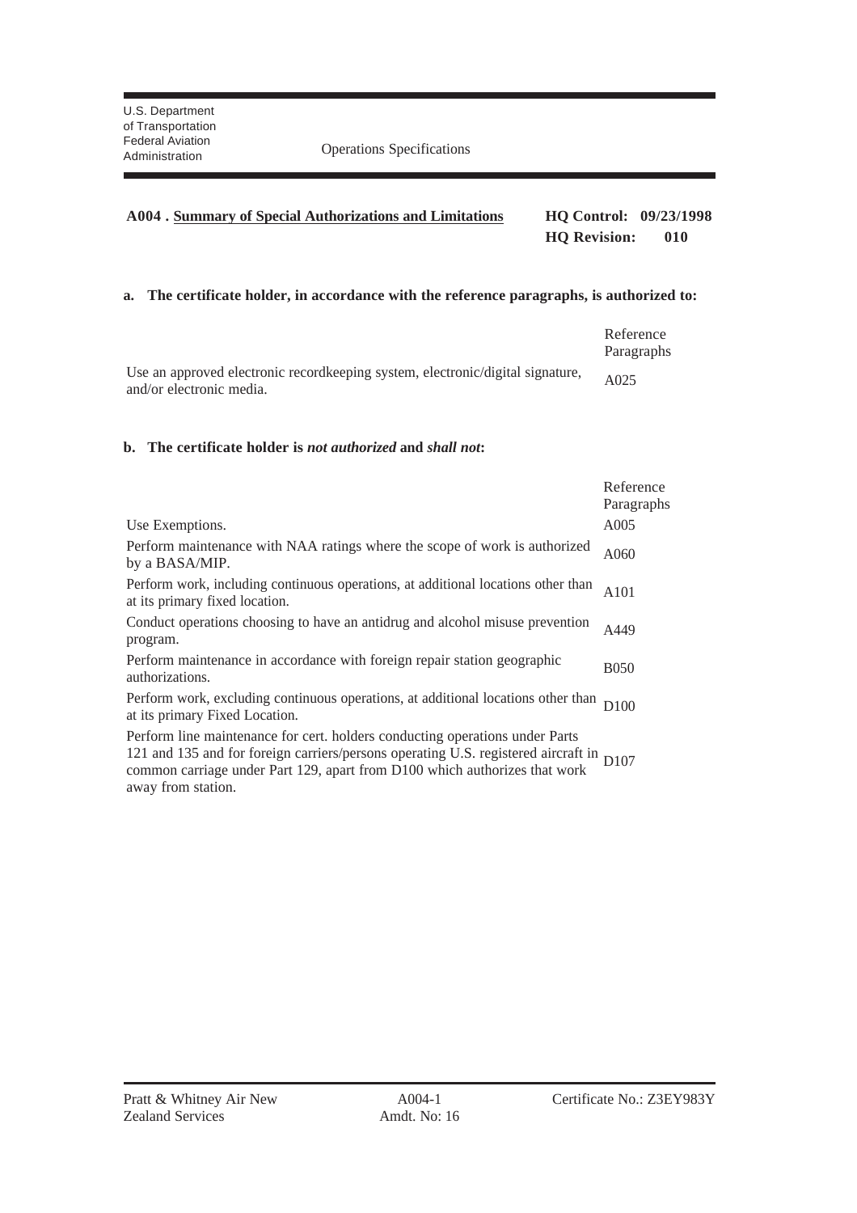U.S. Department of Transportation
Federal Aviation Administration

Operations Specifications

**A004 . Summary of Special Authorizations and Limitations**

**HQ Control: 09/23/1998**
**HQ Revision: 010**

**a. The certificate holder, in accordance with the reference paragraphs, is authorized to:**

| | Reference Paragraphs |
|---|---|
| Use an approved electronic recordkeeping system, electronic/digital signature, and/or electronic media. | A025 |

**b. The certificate holder is *not authorized* and *shall not*:**

| | Reference Paragraphs |
|---|---|
| Use Exemptions. | A005 |
| Perform maintenance with NAA ratings where the scope of work is authorized by a BASA/MIP. | A060 |
| Perform work, including continuous operations, at additional locations other than at its primary fixed location. | A101 |
| Conduct operations choosing to have an antidrug and alcohol misuse prevention program. | A449 |
| Perform maintenance in accordance with foreign repair station geographic authorizations. | B050 |
| Perform work, excluding continuous operations, at additional locations other than at its primary Fixed Location. | D100 |
| Perform line maintenance for cert. holders conducting operations under Parts 121 and 135 and for foreign carriers/persons operating U.S. registered aircraft in common carriage under Part 129, apart from D100 which authorizes that work away from station. | D107 |

Pratt & Whitney Air New Zealand Services | A004-1 Amdt. No: 16 | Certificate No.: Z3EY983Y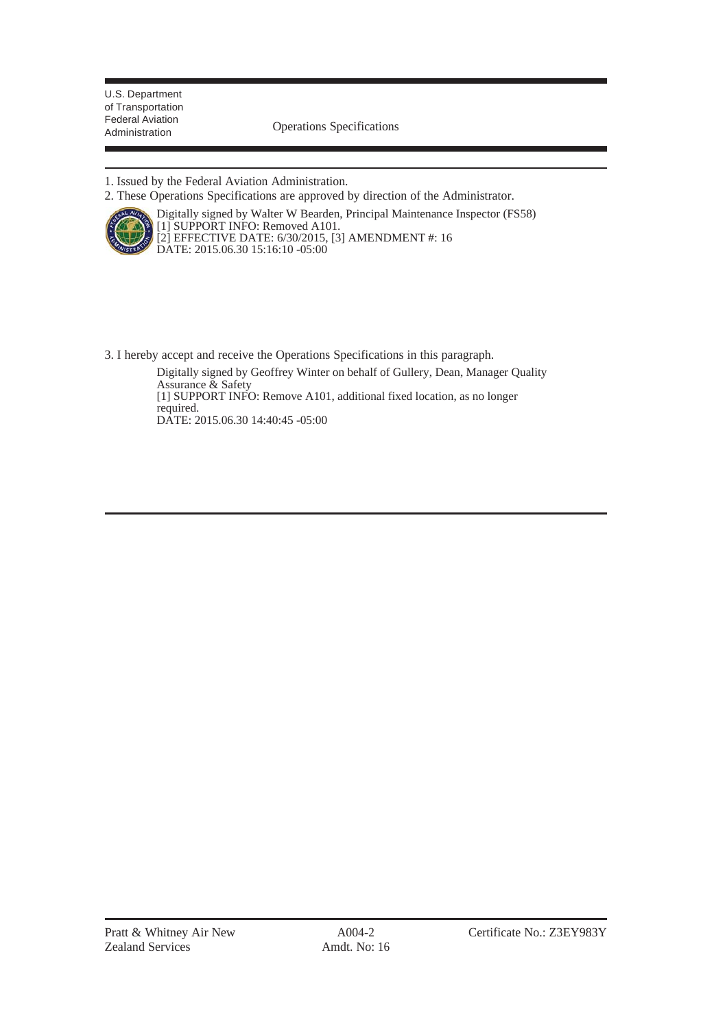U.S. Department of Transportation
Federal Aviation Administration

Operations Specifications

1. Issued by the Federal Aviation Administration.
2. These Operations Specifications are approved by direction of the Administrator.

Digitally signed by Walter W Bearden, Principal Maintenance Inspector (FS58)
[1] SUPPORT INFO: Removed A101.
[2] EFFECTIVE DATE: 6/30/2015, [3] AMENDMENT #: 16
DATE: 2015.06.30 15:16:10 -05:00

3. I hereby accept and receive the Operations Specifications in this paragraph.

Digitally signed by Geoffrey Winter on behalf of Gullery, Dean, Manager Quality Assurance & Safety
[1] SUPPORT INFO: Remove A101, additional fixed location, as no longer required.
DATE: 2015.06.30 14:40:45 -05:00

Pratt & Whitney Air New Zealand Services | A004-2 Amdt. No: 16 | Certificate No.: Z3EY983Y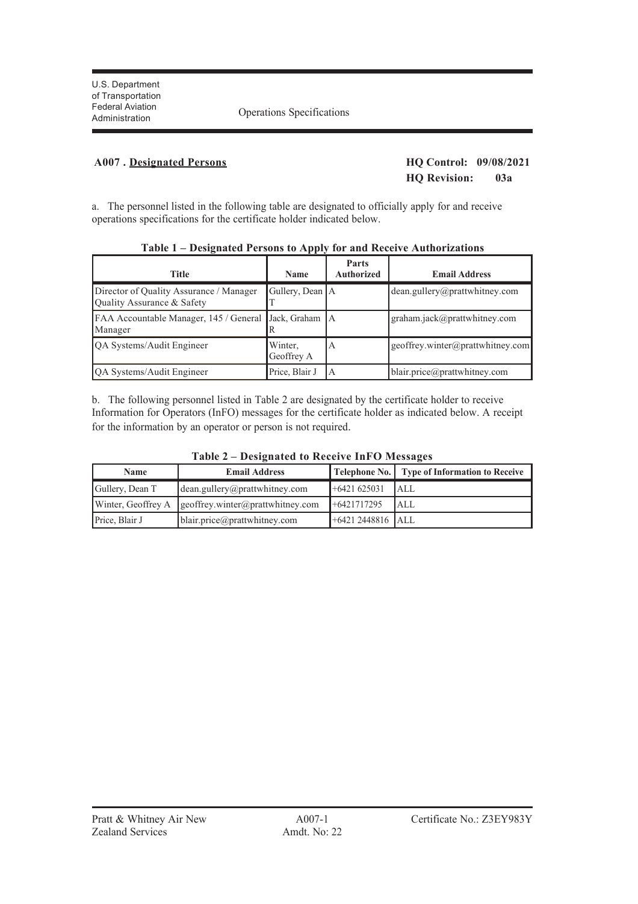U.S. Department of Transportation
Federal Aviation Administration

Operations Specifications

## A007 . Designated Persons

**HQ Control: 09/08/2021**
**HQ Revision: 03a**

a. The personnel listed in the following table are designated to officially apply for and receive operations specifications for the certificate holder indicated below.

**Table 1 – Designated Persons to Apply for and Receive Authorizations**

| Title | Name | Parts Authorized | Email Address |
|---|---|---|---|
| Director of Quality Assurance / Manager Quality Assurance & Safety | Gullery, Dean T | A | dean.gullery@prattwhitney.com |
| FAA Accountable Manager, 145 / General Manager | Jack, Graham R | A | graham.jack@prattwhitney.com |
| QA Systems/Audit Engineer | Winter, Geoffrey A | A | geoffrey.winter@prattwhitney.com |
| QA Systems/Audit Engineer | Price, Blair J | A | blair.price@prattwhitney.com |

b. The following personnel listed in Table 2 are designated by the certificate holder to receive Information for Operators (InFO) messages for the certificate holder as indicated below. A receipt for the information by an operator or person is not required.

**Table 2 – Designated to Receive InFO Messages**

| Name | Email Address | Telephone No. | Type of Information to Receive |
|---|---|---|---|
| Gullery, Dean T | dean.gullery@prattwhitney.com | +6421 625031 | ALL |
| Winter, Geoffrey A | geoffrey.winter@prattwhitney.com | +6421717295 | ALL |
| Price, Blair J | blair.price@prattwhitney.com | +6421 2448816 | ALL |

Pratt & Whitney Air New Zealand Services

A007-1
Amdt. No: 22

Certificate No.: Z3EY983Y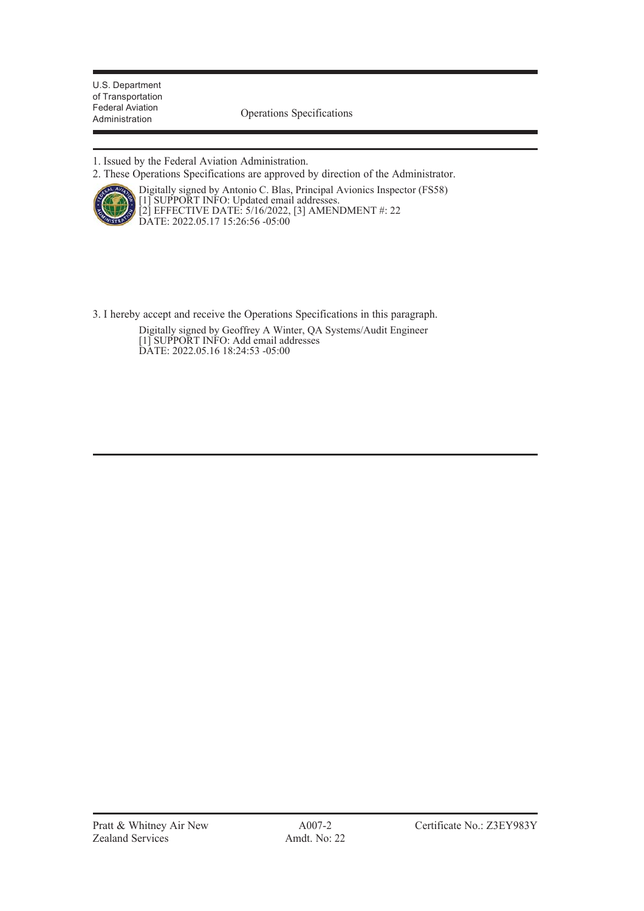U.S. Department of Transportation
Federal Aviation Administration

Operations Specifications

1. Issued by the Federal Aviation Administration.
2. These Operations Specifications are approved by direction of the Administrator.

Digitally signed by Antonio C. Blas, Principal Avionics Inspector (FS58)
[1] SUPPORT INFO: Updated email addresses.
[2] EFFECTIVE DATE: 5/16/2022, [3] AMENDMENT #: 22
DATE: 2022.05.17 15:26:56 -05:00

3. I hereby accept and receive the Operations Specifications in this paragraph.

Digitally signed by Geoffrey A Winter, QA Systems/Audit Engineer
[1] SUPPORT INFO: Add email addresses
DATE: 2022.05.16 18:24:53 -05:00

Pratt & Whitney Air New Zealand Services | A007-2 Amdt. No: 22 | Certificate No.: Z3EY983Y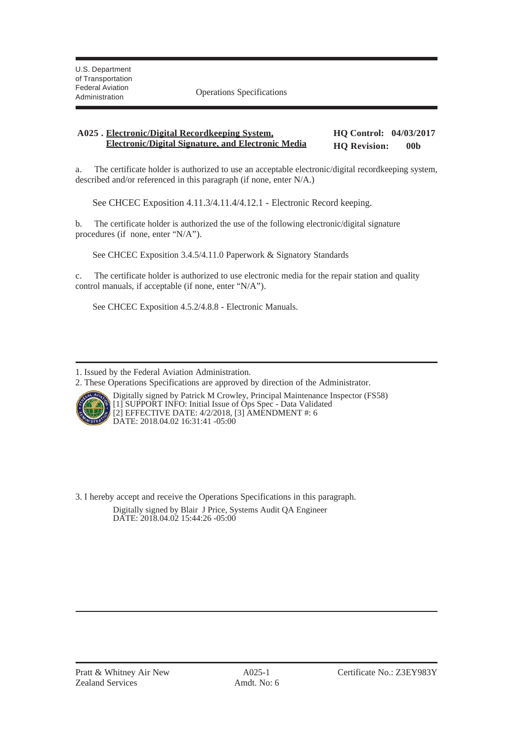U.S. Department of Transportation
Federal Aviation Administration

Operations Specifications

**A025 . Electronic/Digital Recordkeeping System, Electronic/Digital Signature, and Electronic Media**

**HQ Control: 04/03/2017**
**HQ Revision: 00b**

a. The certificate holder is authorized to use an acceptable electronic/digital recordkeeping system, described and/or referenced in this paragraph (if none, enter N/A.)

See CHCEC Exposition 4.11.3/4.11.4/4.12.1 - Electronic Record keeping.

b. The certificate holder is authorized the use of the following electronic/digital signature procedures (if none, enter "N/A").

See CHCEC Exposition 3.4.5/4.11.0 Paperwork & Signatory Standards

c. The certificate holder is authorized to use electronic media for the repair station and quality control manuals, if acceptable (if none, enter "N/A").

See CHCEC Exposition 4.5.2/4.8.8 - Electronic Manuals.

1. Issued by the Federal Aviation Administration.
2. These Operations Specifications are approved by direction of the Administrator.

Digitally signed by Patrick M Crowley, Principal Maintenance Inspector (FS58)
[1] SUPPORT INFO: Initial Issue of Ops Spec - Data Validated
[2] EFFECTIVE DATE: 4/2/2018, [3] AMENDMENT #: 6
DATE: 2018.04.02 16:31:41 -05:00

3. I hereby accept and receive the Operations Specifications in this paragraph.

Digitally signed by Blair J Price, Systems Audit QA Engineer
DATE: 2018.04.02 15:44:26 -05:00

Pratt & Whitney Air New Zealand Services

A025-1
Amdt. No: 6

Certificate No.: Z3EY983Y